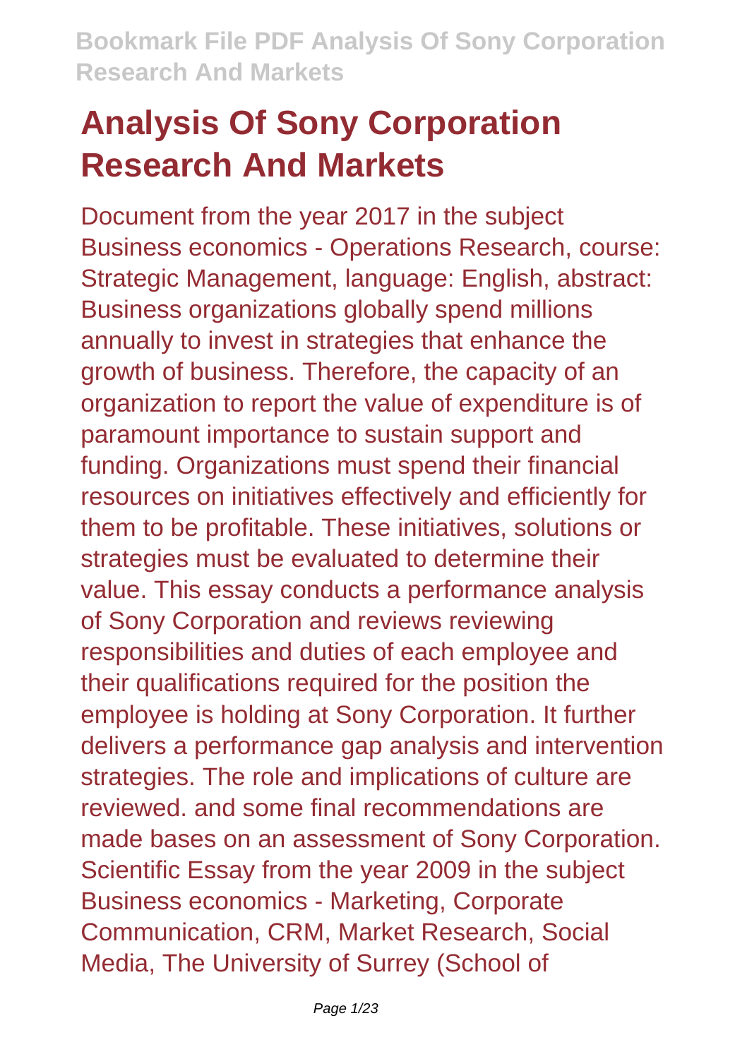# Analysis Of Sony Corporation Research And Markets

Document from the year 2017 in the subject Business economics - Operations Research, course: Strategic Management, language: English, abstract: Business organizations globally spend millions annually to invest in strategies that enhance the growth of business. Therefore, the capacity of an organization to report the value of expenditure is of paramount importance to sustain support and funding. Organizations must spend their financial resources on initiatives effectively and efficiently for them to be profitable. These initiatives, solutions or strategies must be evaluated to determine their value. This essay conducts a performance analysis of Sony Corporation and reviews reviewing responsibilities and duties of each employee and their qualifications required for the position the employee is holding at Sony Corporation. It further delivers a performance gap analysis and intervention strategies. The role and implications of culture are reviewed. and some final recommendations are made bases on an assessment of Sony Corporation. Scientific Essay from the year 2009 in the subject Business economics - Marketing, Corporate Communication, CRM, Market Research, Social Media, The University of Surrey (School of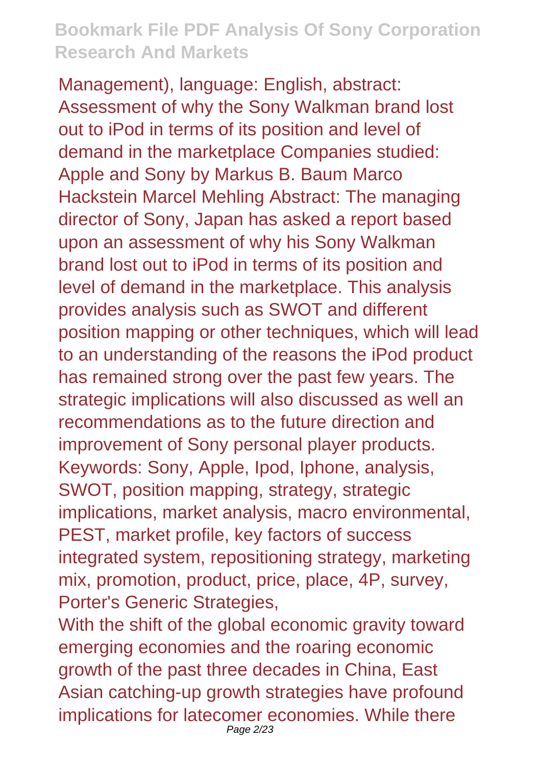Management), language: English, abstract: Assessment of why the Sony Walkman brand lost out to iPod in terms of its position and level of demand in the marketplace Companies studied: Apple and Sony by Markus B. Baum Marco Hackstein Marcel Mehling Abstract: The managing director of Sony, Japan has asked a report based upon an assessment of why his Sony Walkman brand lost out to iPod in terms of its position and level of demand in the marketplace. This analysis provides analysis such as SWOT and different position mapping or other techniques, which will lead to an understanding of the reasons the iPod product has remained strong over the past few years. The strategic implications will also discussed as well an recommendations as to the future direction and improvement of Sony personal player products. Keywords: Sony, Apple, Ipod, Iphone, analysis, SWOT, position mapping, strategy, strategic implications, market analysis, macro environmental, PEST, market profile, key factors of success integrated system, repositioning strategy, marketing mix, promotion, product, price, place, 4P, survey, Porter's Generic Strategies,

With the shift of the global economic gravity toward emerging economies and the roaring economic growth of the past three decades in China, East Asian catching-up growth strategies have profound implications for latecomer economies. While there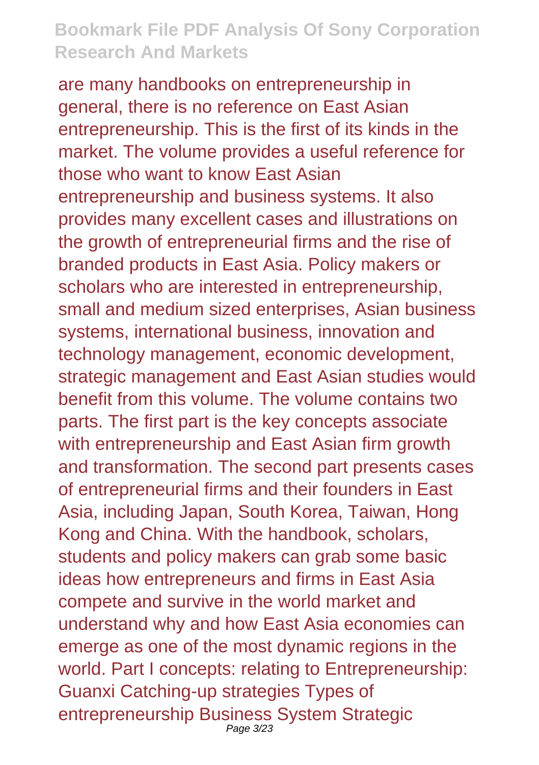are many handbooks on entrepreneurship in general, there is no reference on East Asian entrepreneurship. This is the first of its kinds in the market. The volume provides a useful reference for those who want to know East Asian entrepreneurship and business systems. It also provides many excellent cases and illustrations on the growth of entrepreneurial firms and the rise of branded products in East Asia. Policy makers or scholars who are interested in entrepreneurship, small and medium sized enterprises, Asian business systems, international business, innovation and technology management, economic development, strategic management and East Asian studies would benefit from this volume. The volume contains two parts. The first part is the key concepts associate with entrepreneurship and East Asian firm growth and transformation. The second part presents cases of entrepreneurial firms and their founders in East Asia, including Japan, South Korea, Taiwan, Hong Kong and China. With the handbook, scholars, students and policy makers can grab some basic ideas how entrepreneurs and firms in East Asia compete and survive in the world market and understand why and how East Asia economies can emerge as one of the most dynamic regions in the world. Part I concepts: relating to Entrepreneurship: Guanxi Catching-up strategies Types of entrepreneurship Business System Strategic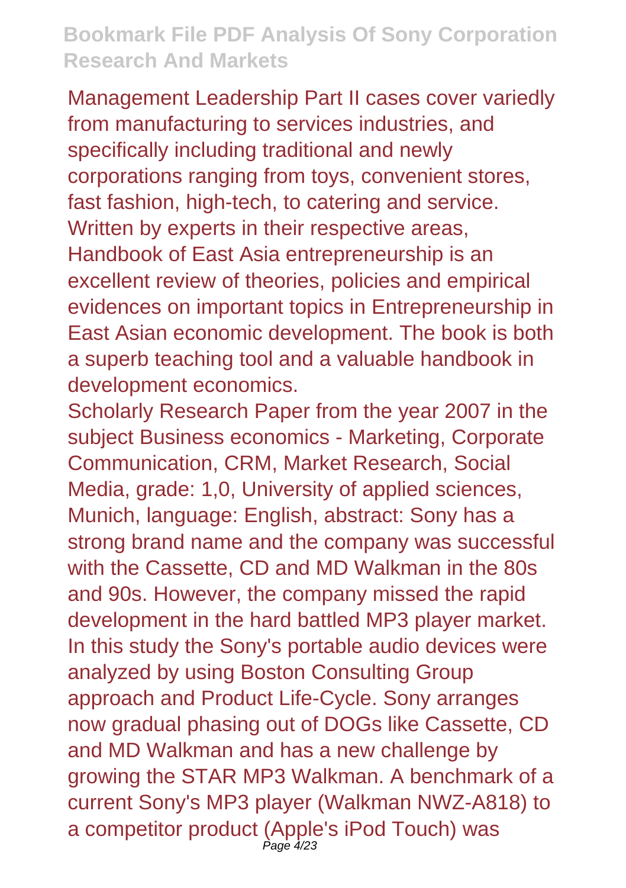Management Leadership Part II cases cover variedly from manufacturing to services industries, and specifically including traditional and newly corporations ranging from toys, convenient stores, fast fashion, high-tech, to catering and service. Written by experts in their respective areas, Handbook of East Asia entrepreneurship is an excellent review of theories, policies and empirical evidences on important topics in Entrepreneurship in East Asian economic development. The book is both a superb teaching tool and a valuable handbook in development economics.

Scholarly Research Paper from the year 2007 in the subject Business economics - Marketing, Corporate Communication, CRM, Market Research, Social Media, grade: 1,0, University of applied sciences, Munich, language: English, abstract: Sony has a strong brand name and the company was successful with the Cassette, CD and MD Walkman in the 80s and 90s. However, the company missed the rapid development in the hard battled MP3 player market. In this study the Sony's portable audio devices were analyzed by using Boston Consulting Group approach and Product Life-Cycle. Sony arranges now gradual phasing out of DOGs like Cassette, CD and MD Walkman and has a new challenge by growing the STAR MP3 Walkman. A benchmark of a current Sony's MP3 player (Walkman NWZ-A818) to a competitor product (Apple's iPod Touch) was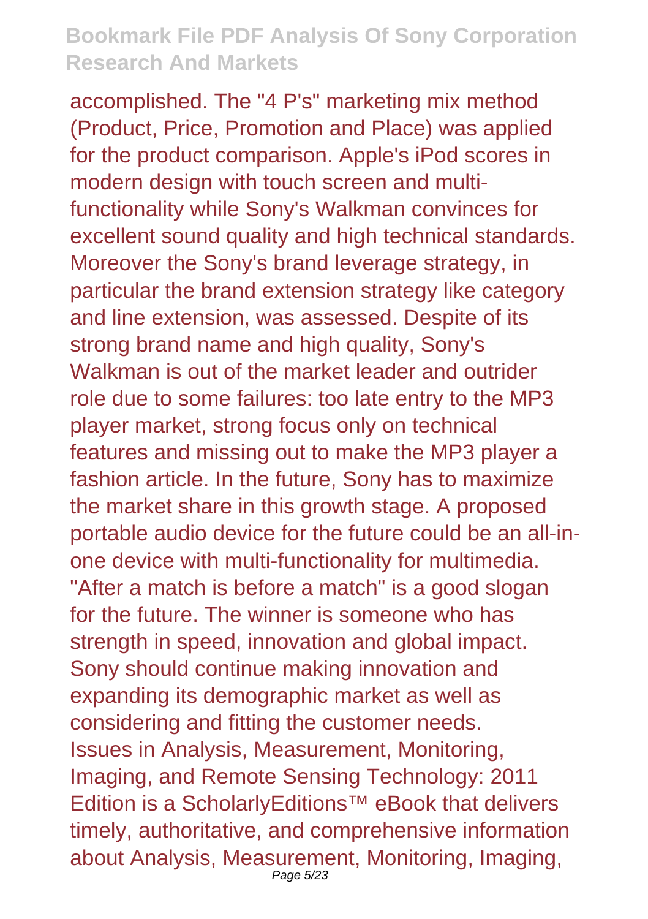accomplished. The "4 P's" marketing mix method (Product, Price, Promotion and Place) was applied for the product comparison. Apple's iPod scores in modern design with touch screen and multi-functionality while Sony's Walkman convinces for excellent sound quality and high technical standards. Moreover the Sony's brand leverage strategy, in particular the brand extension strategy like category and line extension, was assessed. Despite of its strong brand name and high quality, Sony's Walkman is out of the market leader and outrider role due to some failures: too late entry to the MP3 player market, strong focus only on technical features and missing out to make the MP3 player a fashion article. In the future, Sony has to maximize the market share in this growth stage. A proposed portable audio device for the future could be an all-in-one device with multi-functionality for multimedia. "After a match is before a match" is a good slogan for the future. The winner is someone who has strength in speed, innovation and global impact. Sony should continue making innovation and expanding its demographic market as well as considering and fitting the customer needs.

Issues in Analysis, Measurement, Monitoring, Imaging, and Remote Sensing Technology: 2011 Edition is a ScholarlyEditions™ eBook that delivers timely, authoritative, and comprehensive information about Analysis, Measurement, Monitoring, Imaging,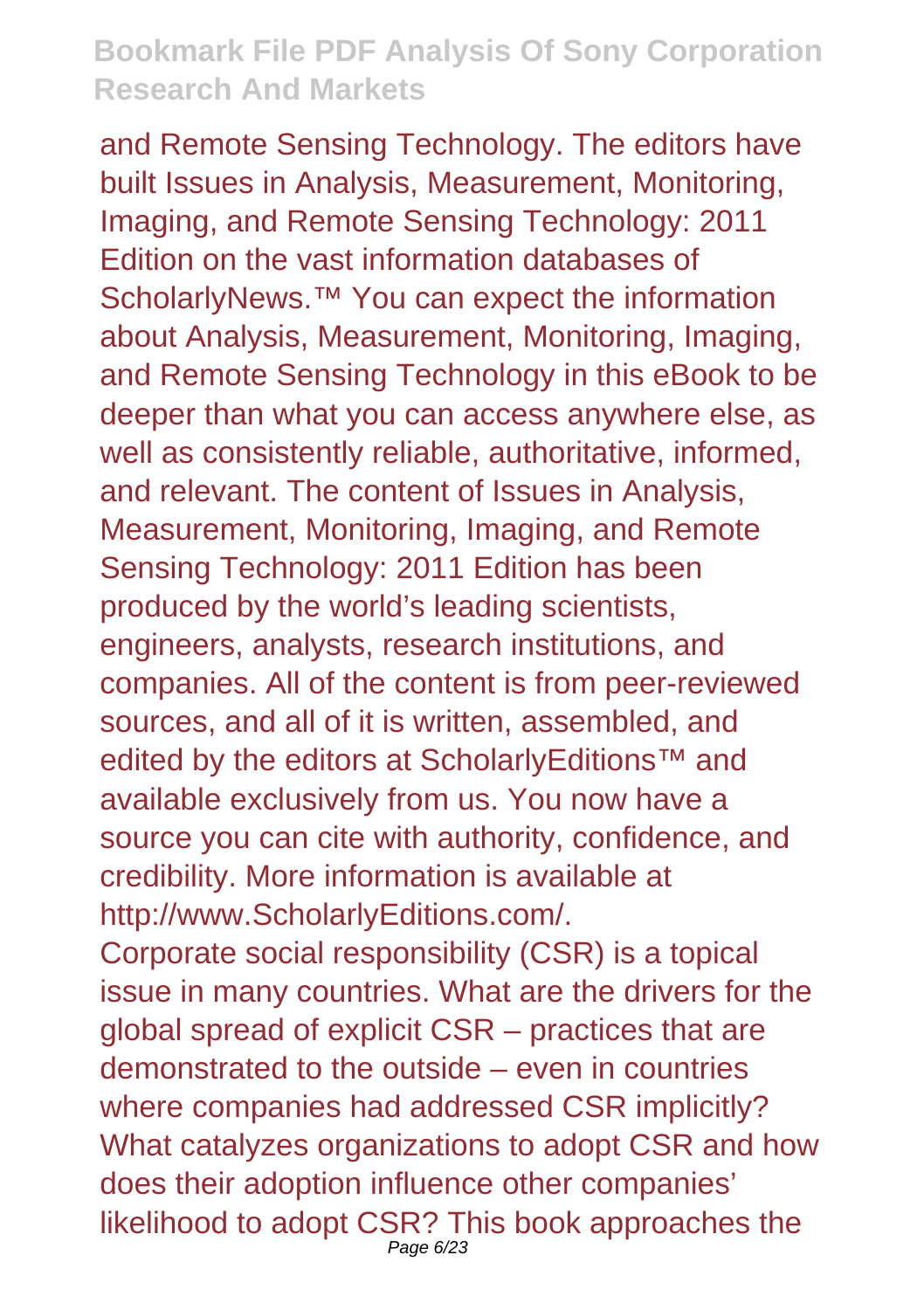and Remote Sensing Technology. The editors have built Issues in Analysis, Measurement, Monitoring, Imaging, and Remote Sensing Technology: 2011 Edition on the vast information databases of ScholarlyNews.™ You can expect the information about Analysis, Measurement, Monitoring, Imaging, and Remote Sensing Technology in this eBook to be deeper than what you can access anywhere else, as well as consistently reliable, authoritative, informed, and relevant. The content of Issues in Analysis, Measurement, Monitoring, Imaging, and Remote Sensing Technology: 2011 Edition has been produced by the world's leading scientists, engineers, analysts, research institutions, and companies. All of the content is from peer-reviewed sources, and all of it is written, assembled, and edited by the editors at ScholarlyEditions™ and available exclusively from us. You now have a source you can cite with authority, confidence, and credibility. More information is available at http://www.ScholarlyEditions.com/.

Corporate social responsibility (CSR) is a topical issue in many countries. What are the drivers for the global spread of explicit CSR – practices that are demonstrated to the outside – even in countries where companies had addressed CSR implicitly? What catalyzes organizations to adopt CSR and how does their adoption influence other companies' likelihood to adopt CSR? This book approaches the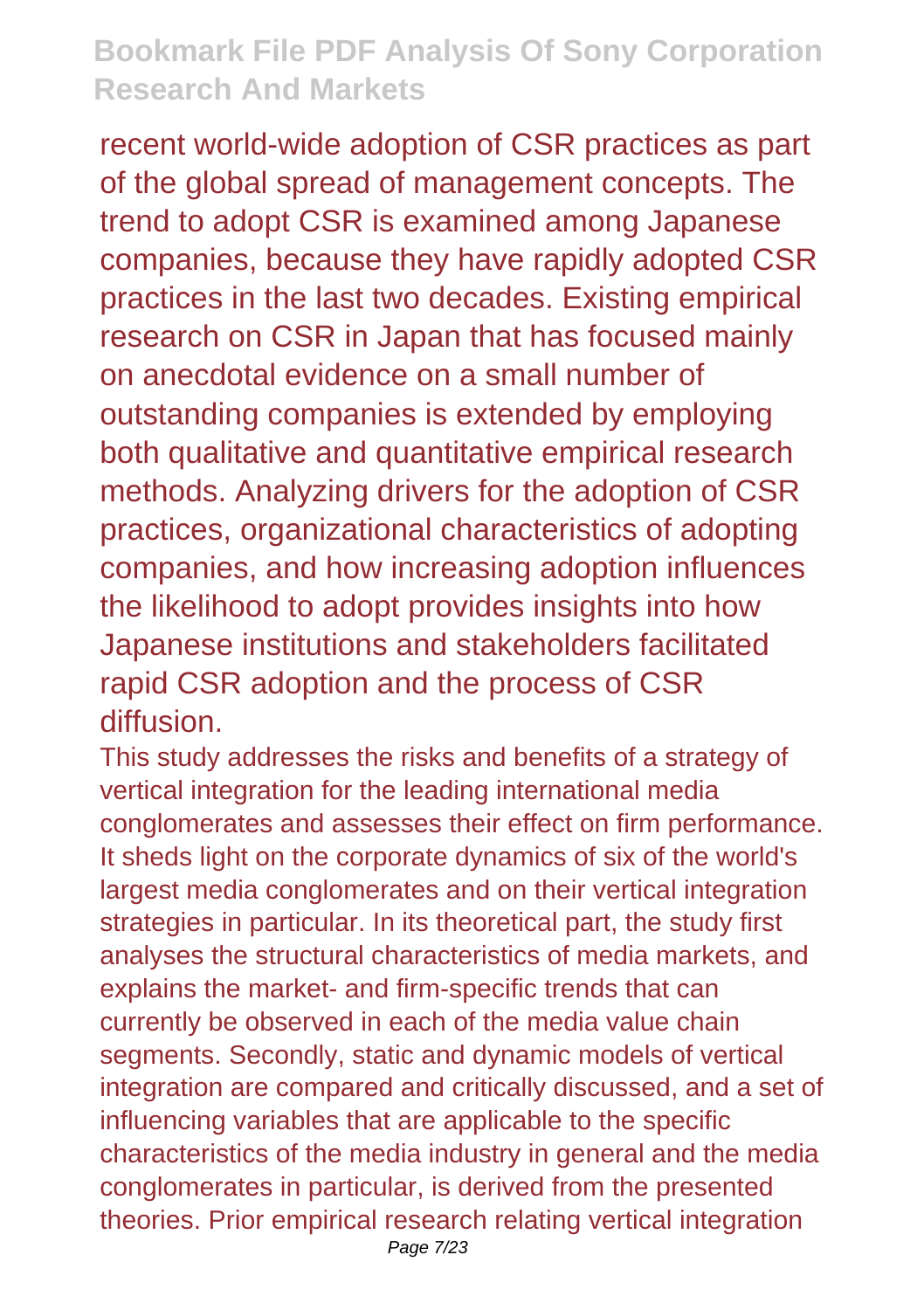recent world-wide adoption of CSR practices as part of the global spread of management concepts. The trend to adopt CSR is examined among Japanese companies, because they have rapidly adopted CSR practices in the last two decades. Existing empirical research on CSR in Japan that has focused mainly on anecdotal evidence on a small number of outstanding companies is extended by employing both qualitative and quantitative empirical research methods. Analyzing drivers for the adoption of CSR practices, organizational characteristics of adopting companies, and how increasing adoption influences the likelihood to adopt provides insights into how Japanese institutions and stakeholders facilitated rapid CSR adoption and the process of CSR diffusion.

This study addresses the risks and benefits of a strategy of vertical integration for the leading international media conglomerates and assesses their effect on firm performance. It sheds light on the corporate dynamics of six of the world's largest media conglomerates and on their vertical integration strategies in particular. In its theoretical part, the study first analyses the structural characteristics of media markets, and explains the market- and firm-specific trends that can currently be observed in each of the media value chain segments. Secondly, static and dynamic models of vertical integration are compared and critically discussed, and a set of influencing variables that are applicable to the specific characteristics of the media industry in general and the media conglomerates in particular, is derived from the presented theories. Prior empirical research relating vertical integration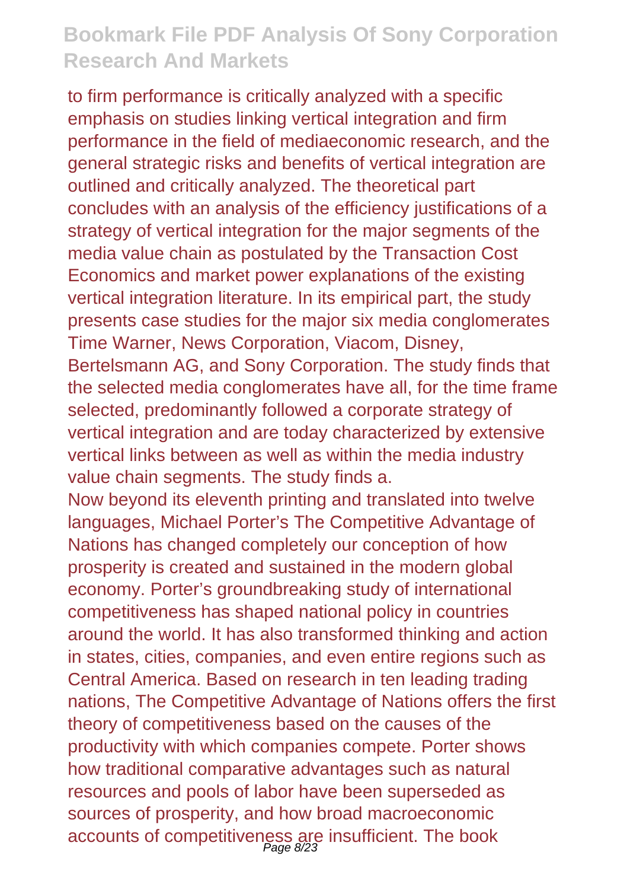to firm performance is critically analyzed with a specific emphasis on studies linking vertical integration and firm performance in the field of mediaeconomic research, and the general strategic risks and benefits of vertical integration are outlined and critically analyzed. The theoretical part concludes with an analysis of the efficiency justifications of a strategy of vertical integration for the major segments of the media value chain as postulated by the Transaction Cost Economics and market power explanations of the existing vertical integration literature. In its empirical part, the study presents case studies for the major six media conglomerates Time Warner, News Corporation, Viacom, Disney, Bertelsmann AG, and Sony Corporation. The study finds that the selected media conglomerates have all, for the time frame selected, predominantly followed a corporate strategy of vertical integration and are today characterized by extensive vertical links between as well as within the media industry value chain segments. The study finds a.

Now beyond its eleventh printing and translated into twelve languages, Michael Porter's The Competitive Advantage of Nations has changed completely our conception of how prosperity is created and sustained in the modern global economy. Porter's groundbreaking study of international competitiveness has shaped national policy in countries around the world. It has also transformed thinking and action in states, cities, companies, and even entire regions such as Central America. Based on research in ten leading trading nations, The Competitive Advantage of Nations offers the first theory of competitiveness based on the causes of the productivity with which companies compete. Porter shows how traditional comparative advantages such as natural resources and pools of labor have been superseded as sources of prosperity, and how broad macroeconomic accounts of competitiveness are insufficient. The book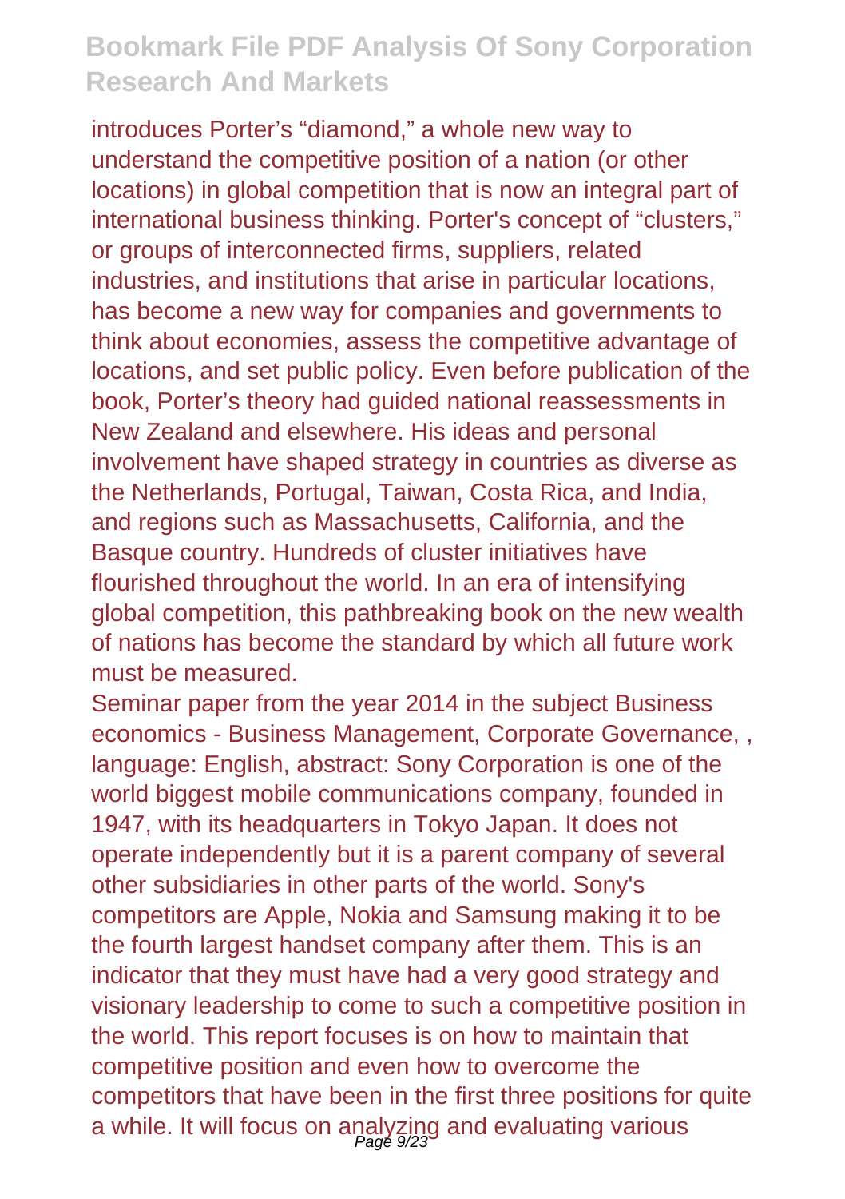introduces Porter’s “diamond,” a whole new way to understand the competitive position of a nation (or other locations) in global competition that is now an integral part of international business thinking. Porter's concept of “clusters,” or groups of interconnected firms, suppliers, related industries, and institutions that arise in particular locations, has become a new way for companies and governments to think about economies, assess the competitive advantage of locations, and set public policy. Even before publication of the book, Porter’s theory had guided national reassessments in New Zealand and elsewhere. His ideas and personal involvement have shaped strategy in countries as diverse as the Netherlands, Portugal, Taiwan, Costa Rica, and India, and regions such as Massachusetts, California, and the Basque country. Hundreds of cluster initiatives have flourished throughout the world. In an era of intensifying global competition, this pathbreaking book on the new wealth of nations has become the standard by which all future work must be measured.

Seminar paper from the year 2014 in the subject Business economics - Business Management, Corporate Governance, , language: English, abstract: Sony Corporation is one of the world biggest mobile communications company, founded in 1947, with its headquarters in Tokyo Japan. It does not operate independently but it is a parent company of several other subsidiaries in other parts of the world. Sony's competitors are Apple, Nokia and Samsung making it to be the fourth largest handset company after them. This is an indicator that they must have had a very good strategy and visionary leadership to come to such a competitive position in the world. This report focuses is on how to maintain that competitive position and even how to overcome the competitors that have been in the first three positions for quite a while. It will focus on analyzing and evaluating various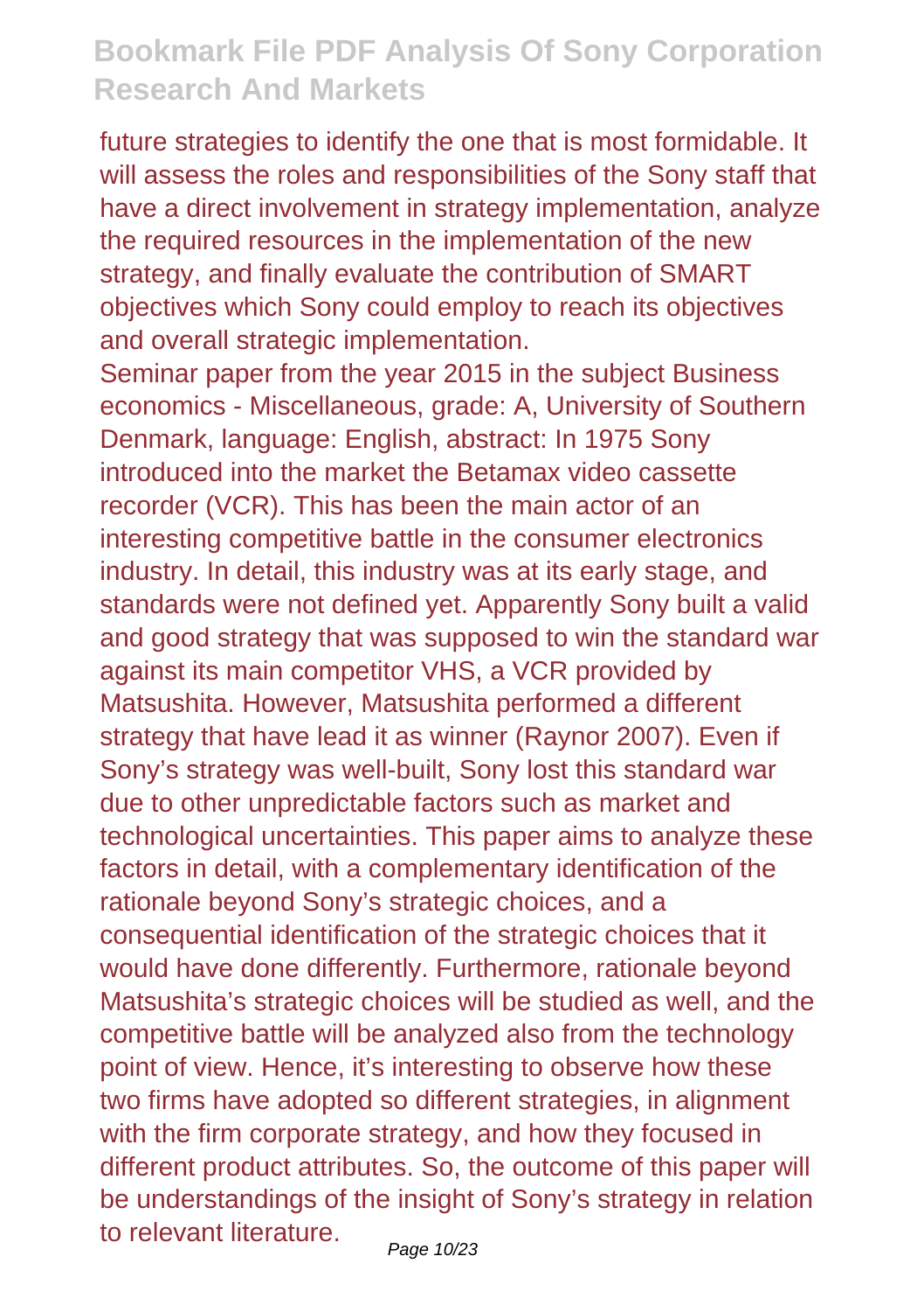future strategies to identify the one that is most formidable. It will assess the roles and responsibilities of the Sony staff that have a direct involvement in strategy implementation, analyze the required resources in the implementation of the new strategy, and finally evaluate the contribution of SMART objectives which Sony could employ to reach its objectives and overall strategic implementation.

Seminar paper from the year 2015 in the subject Business economics - Miscellaneous, grade: A, University of Southern Denmark, language: English, abstract: In 1975 Sony introduced into the market the Betamax video cassette recorder (VCR). This has been the main actor of an interesting competitive battle in the consumer electronics industry. In detail, this industry was at its early stage, and standards were not defined yet. Apparently Sony built a valid and good strategy that was supposed to win the standard war against its main competitor VHS, a VCR provided by Matsushita. However, Matsushita performed a different strategy that have lead it as winner (Raynor 2007). Even if Sony's strategy was well-built, Sony lost this standard war due to other unpredictable factors such as market and technological uncertainties. This paper aims to analyze these factors in detail, with a complementary identification of the rationale beyond Sony's strategic choices, and a consequential identification of the strategic choices that it would have done differently. Furthermore, rationale beyond Matsushita's strategic choices will be studied as well, and the competitive battle will be analyzed also from the technology point of view. Hence, it's interesting to observe how these two firms have adopted so different strategies, in alignment with the firm corporate strategy, and how they focused in different product attributes. So, the outcome of this paper will be understandings of the insight of Sony's strategy in relation to relevant literature.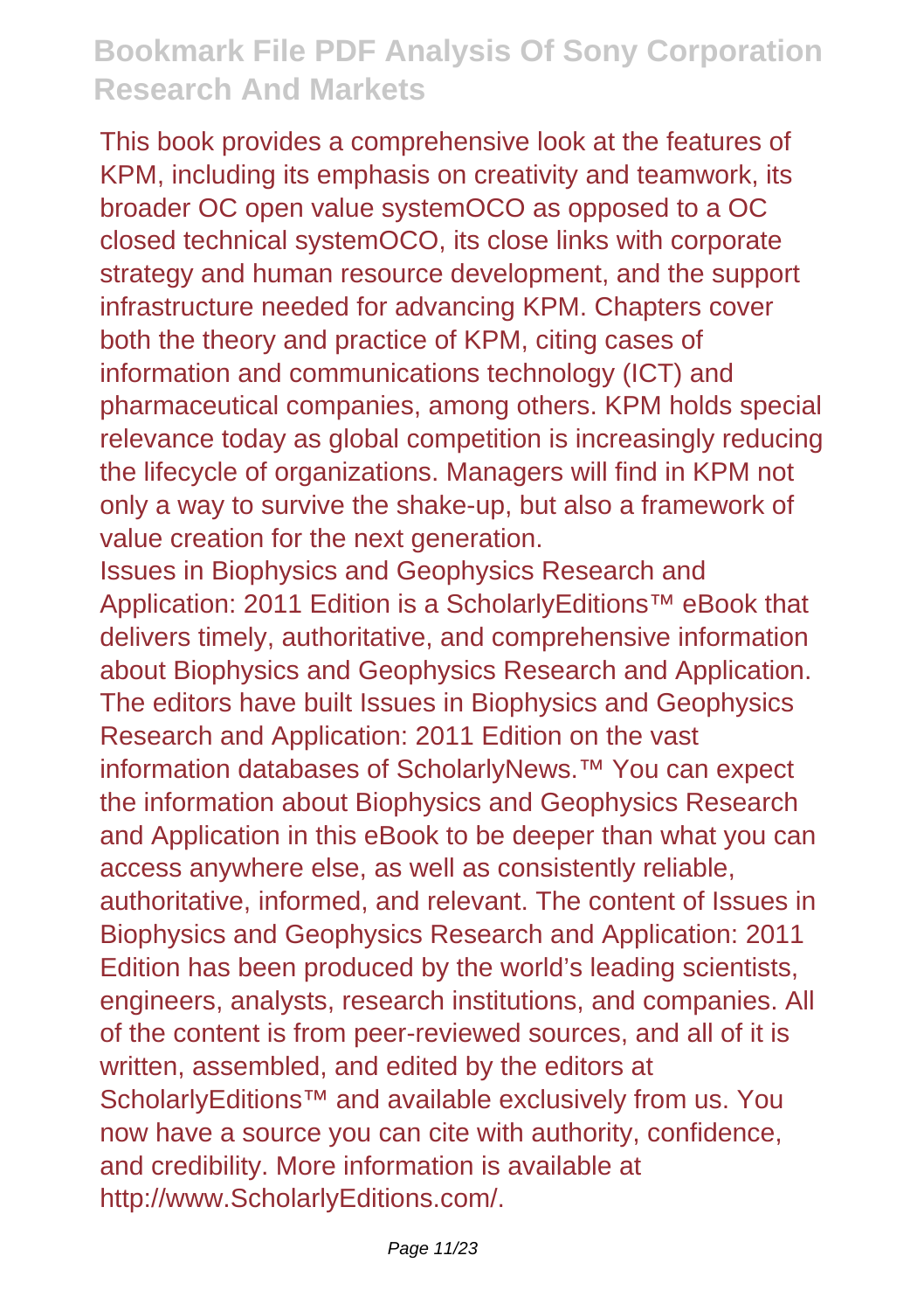This book provides a comprehensive look at the features of KPM, including its emphasis on creativity and teamwork, its broader OC open value systemOCO as opposed to a OC closed technical systemOCO, its close links with corporate strategy and human resource development, and the support infrastructure needed for advancing KPM. Chapters cover both the theory and practice of KPM, citing cases of information and communications technology (ICT) and pharmaceutical companies, among others. KPM holds special relevance today as global competition is increasingly reducing the lifecycle of organizations. Managers will find in KPM not only a way to survive the shake-up, but also a framework of value creation for the next generation.

Issues in Biophysics and Geophysics Research and Application: 2011 Edition is a ScholarlyEditions™ eBook that delivers timely, authoritative, and comprehensive information about Biophysics and Geophysics Research and Application. The editors have built Issues in Biophysics and Geophysics Research and Application: 2011 Edition on the vast information databases of ScholarlyNews.™ You can expect the information about Biophysics and Geophysics Research and Application in this eBook to be deeper than what you can access anywhere else, as well as consistently reliable, authoritative, informed, and relevant. The content of Issues in Biophysics and Geophysics Research and Application: 2011 Edition has been produced by the world's leading scientists, engineers, analysts, research institutions, and companies. All of the content is from peer-reviewed sources, and all of it is written, assembled, and edited by the editors at ScholarlyEditions™ and available exclusively from us. You now have a source you can cite with authority, confidence, and credibility. More information is available at http://www.ScholarlyEditions.com/.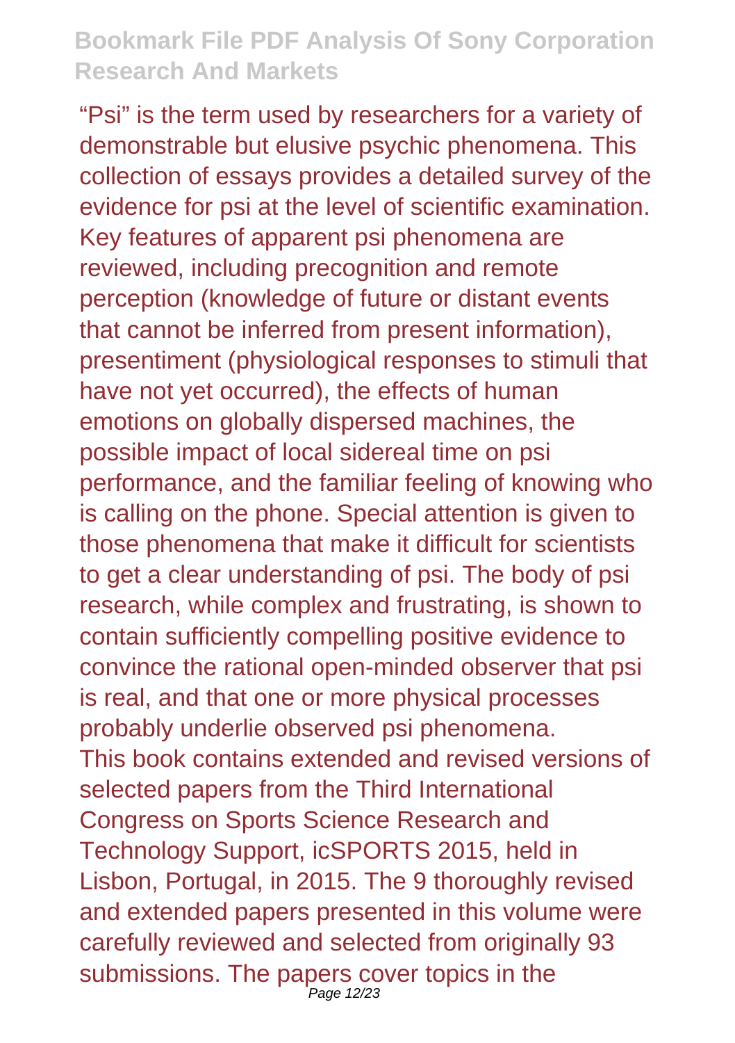“Psi” is the term used by researchers for a variety of demonstrable but elusive psychic phenomena. This collection of essays provides a detailed survey of the evidence for psi at the level of scientific examination. Key features of apparent psi phenomena are reviewed, including precognition and remote perception (knowledge of future or distant events that cannot be inferred from present information), presentiment (physiological responses to stimuli that have not yet occurred), the effects of human emotions on globally dispersed machines, the possible impact of local sidereal time on psi performance, and the familiar feeling of knowing who is calling on the phone. Special attention is given to those phenomena that make it difficult for scientists to get a clear understanding of psi. The body of psi research, while complex and frustrating, is shown to contain sufficiently compelling positive evidence to convince the rational open-minded observer that psi is real, and that one or more physical processes probably underlie observed psi phenomena.

This book contains extended and revised versions of selected papers from the Third International Congress on Sports Science Research and Technology Support, icSPORTS 2015, held in Lisbon, Portugal, in 2015. The 9 thoroughly revised and extended papers presented in this volume were carefully reviewed and selected from originally 93 submissions. The papers cover topics in the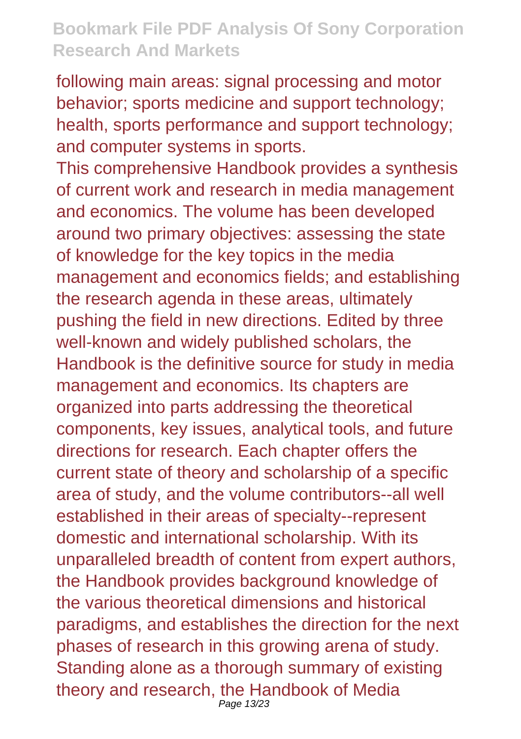following main areas: signal processing and motor behavior; sports medicine and support technology; health, sports performance and support technology; and computer systems in sports.

This comprehensive Handbook provides a synthesis of current work and research in media management and economics. The volume has been developed around two primary objectives: assessing the state of knowledge for the key topics in the media management and economics fields; and establishing the research agenda in these areas, ultimately pushing the field in new directions. Edited by three well-known and widely published scholars, the Handbook is the definitive source for study in media management and economics. Its chapters are organized into parts addressing the theoretical components, key issues, analytical tools, and future directions for research. Each chapter offers the current state of theory and scholarship of a specific area of study, and the volume contributors--all well established in their areas of specialty--represent domestic and international scholarship. With its unparalleled breadth of content from expert authors, the Handbook provides background knowledge of the various theoretical dimensions and historical paradigms, and establishes the direction for the next phases of research in this growing arena of study. Standing alone as a thorough summary of existing theory and research, the Handbook of Media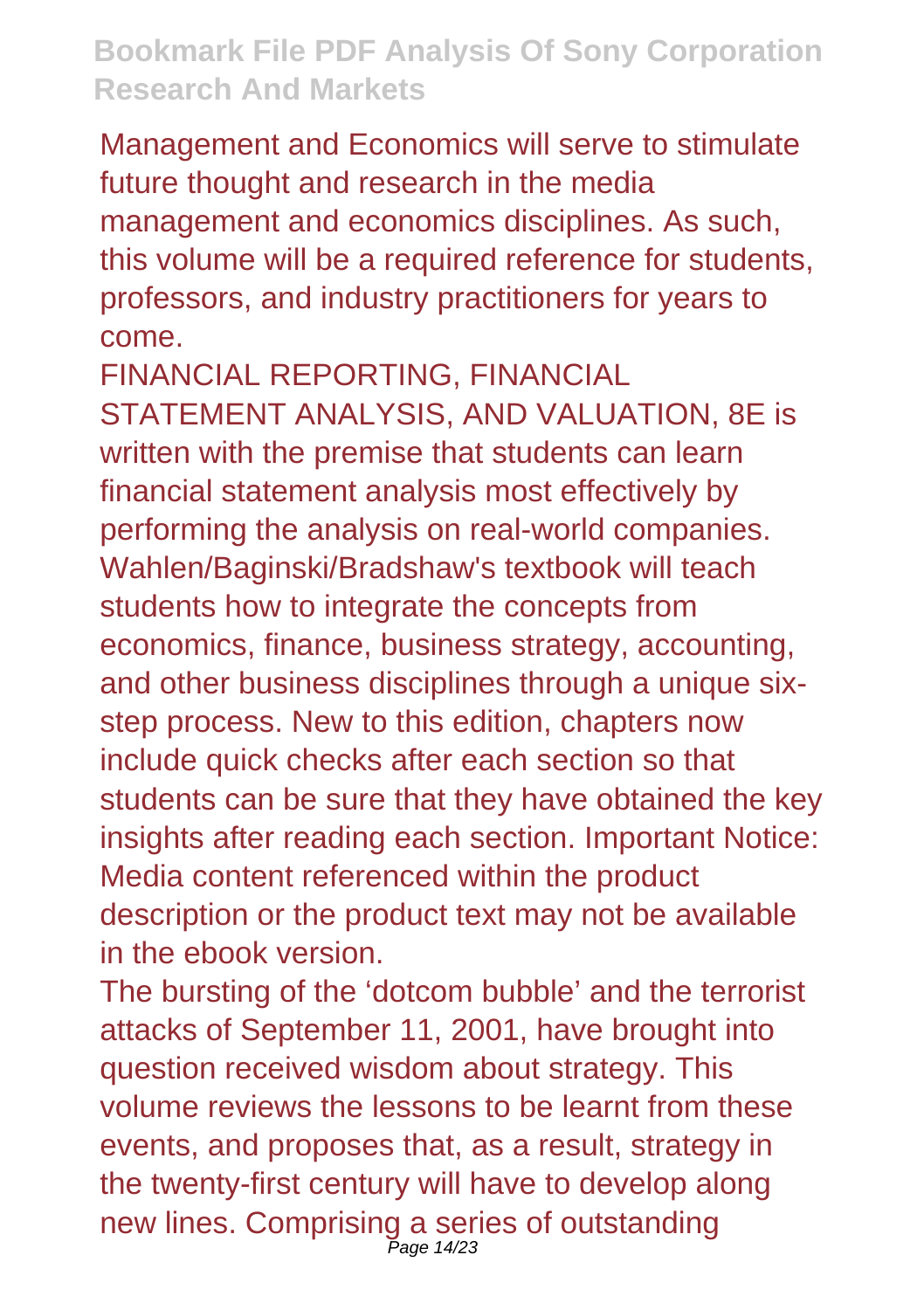Management and Economics will serve to stimulate future thought and research in the media management and economics disciplines. As such, this volume will be a required reference for students, professors, and industry practitioners for years to come.

FINANCIAL REPORTING, FINANCIAL STATEMENT ANALYSIS, AND VALUATION, 8E is written with the premise that students can learn financial statement analysis most effectively by performing the analysis on real-world companies. Wahlen/Baginski/Bradshaw's textbook will teach students how to integrate the concepts from economics, finance, business strategy, accounting, and other business disciplines through a unique six-step process. New to this edition, chapters now include quick checks after each section so that students can be sure that they have obtained the key insights after reading each section. Important Notice: Media content referenced within the product description or the product text may not be available in the ebook version.

The bursting of the 'dotcom bubble' and the terrorist attacks of September 11, 2001, have brought into question received wisdom about strategy. This volume reviews the lessons to be learnt from these events, and proposes that, as a result, strategy in the twenty-first century will have to develop along new lines. Comprising a series of outstanding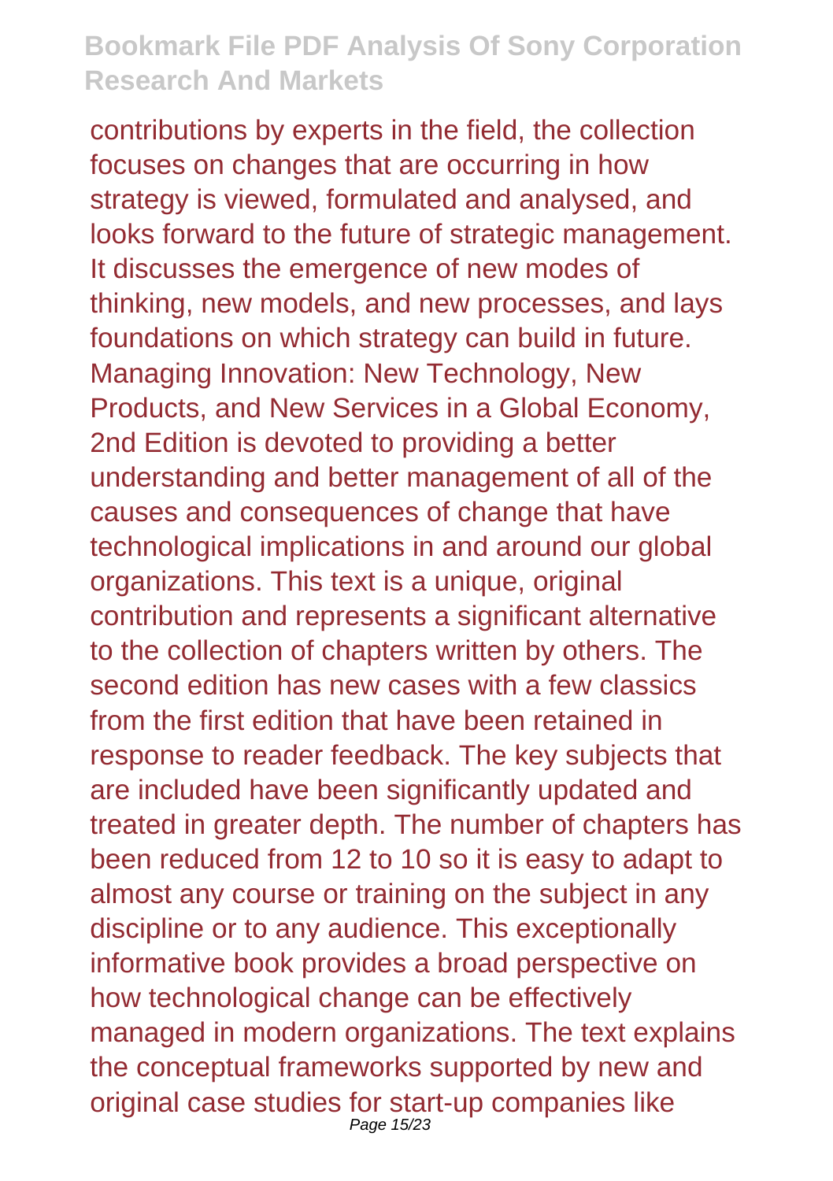contributions by experts in the field, the collection focuses on changes that are occurring in how strategy is viewed, formulated and analysed, and looks forward to the future of strategic management. It discusses the emergence of new modes of thinking, new models, and new processes, and lays foundations on which strategy can build in future. Managing Innovation: New Technology, New Products, and New Services in a Global Economy, 2nd Edition is devoted to providing a better understanding and better management of all of the causes and consequences of change that have technological implications in and around our global organizations. This text is a unique, original contribution and represents a significant alternative to the collection of chapters written by others. The second edition has new cases with a few classics from the first edition that have been retained in response to reader feedback. The key subjects that are included have been significantly updated and treated in greater depth. The number of chapters has been reduced from 12 to 10 so it is easy to adapt to almost any course or training on the subject in any discipline or to any audience. This exceptionally informative book provides a broad perspective on how technological change can be effectively managed in modern organizations. The text explains the conceptual frameworks supported by new and original case studies for start-up companies like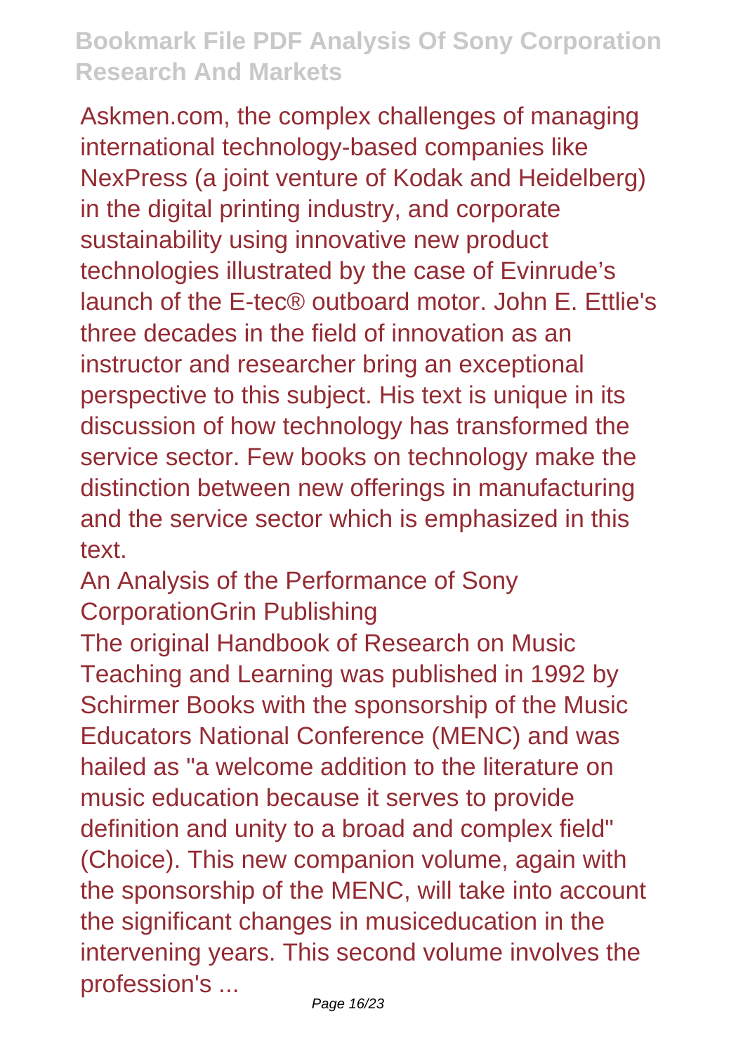Askmen.com, the complex challenges of managing international technology-based companies like NexPress (a joint venture of Kodak and Heidelberg) in the digital printing industry, and corporate sustainability using innovative new product technologies illustrated by the case of Evinrude's launch of the E-tec® outboard motor. John E. Ettlie's three decades in the field of innovation as an instructor and researcher bring an exceptional perspective to this subject. His text is unique in its discussion of how technology has transformed the service sector. Few books on technology make the distinction between new offerings in manufacturing and the service sector which is emphasized in this text.

An Analysis of the Performance of Sony CorporationGrin Publishing

The original Handbook of Research on Music Teaching and Learning was published in 1992 by Schirmer Books with the sponsorship of the Music Educators National Conference (MENC) and was hailed as "a welcome addition to the literature on music education because it serves to provide definition and unity to a broad and complex field" (Choice). This new companion volume, again with the sponsorship of the MENC, will take into account the significant changes in musiceducation in the intervening years. This second volume involves the profession's ...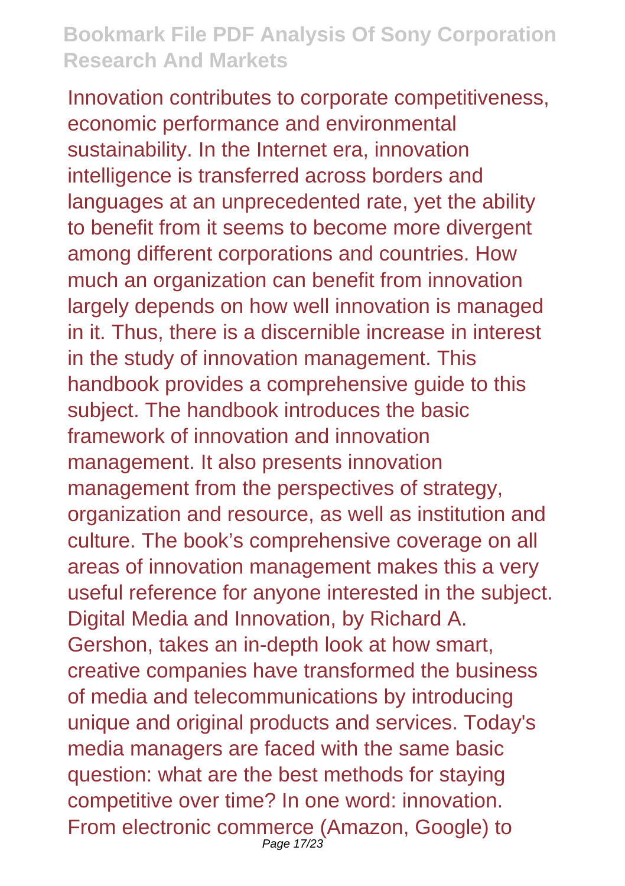Innovation contributes to corporate competitiveness, economic performance and environmental sustainability. In the Internet era, innovation intelligence is transferred across borders and languages at an unprecedented rate, yet the ability to benefit from it seems to become more divergent among different corporations and countries. How much an organization can benefit from innovation largely depends on how well innovation is managed in it. Thus, there is a discernible increase in interest in the study of innovation management. This handbook provides a comprehensive guide to this subject. The handbook introduces the basic framework of innovation and innovation management. It also presents innovation management from the perspectives of strategy, organization and resource, as well as institution and culture. The book's comprehensive coverage on all areas of innovation management makes this a very useful reference for anyone interested in the subject.
Digital Media and Innovation, by Richard A. Gershon, takes an in-depth look at how smart, creative companies have transformed the business of media and telecommunications by introducing unique and original products and services. Today's media managers are faced with the same basic question: what are the best methods for staying competitive over time? In one word: innovation. From electronic commerce (Amazon, Google) to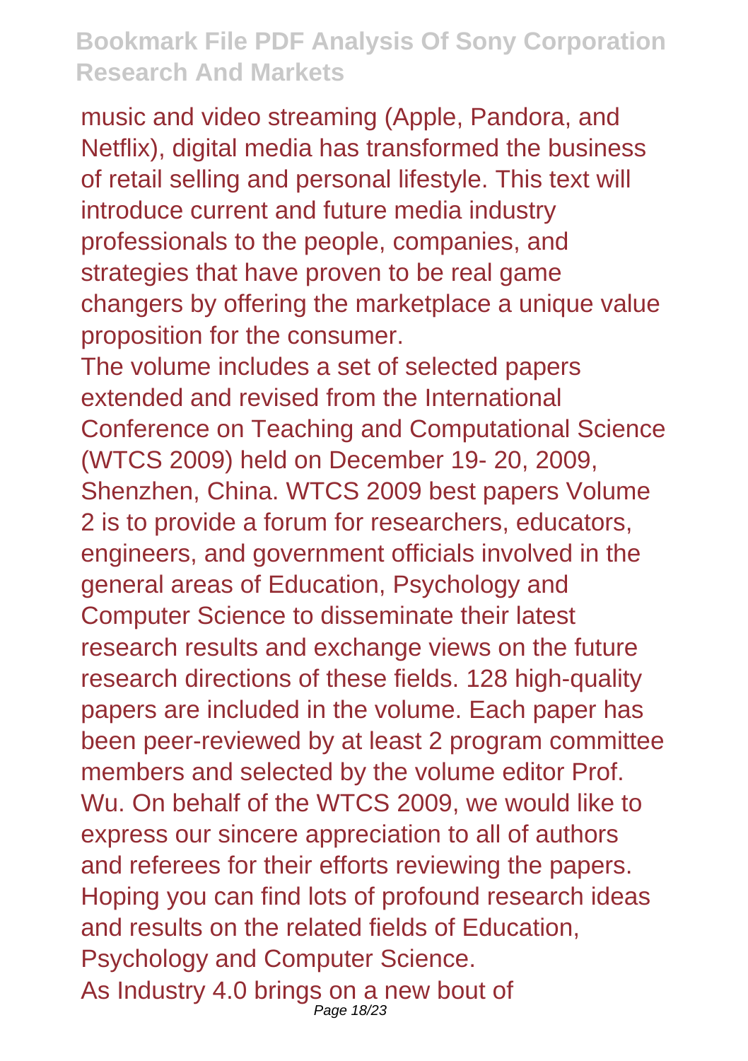music and video streaming (Apple, Pandora, and Netflix), digital media has transformed the business of retail selling and personal lifestyle. This text will introduce current and future media industry professionals to the people, companies, and strategies that have proven to be real game changers by offering the marketplace a unique value proposition for the consumer.

The volume includes a set of selected papers extended and revised from the International Conference on Teaching and Computational Science (WTCS 2009) held on December 19- 20, 2009, Shenzhen, China. WTCS 2009 best papers Volume 2 is to provide a forum for researchers, educators, engineers, and government officials involved in the general areas of Education, Psychology and Computer Science to disseminate their latest research results and exchange views on the future research directions of these fields. 128 high-quality papers are included in the volume. Each paper has been peer-reviewed by at least 2 program committee members and selected by the volume editor Prof. Wu. On behalf of the WTCS 2009, we would like to express our sincere appreciation to all of authors and referees for their efforts reviewing the papers. Hoping you can find lots of profound research ideas and results on the related fields of Education, Psychology and Computer Science.

As Industry 4.0 brings on a new bout of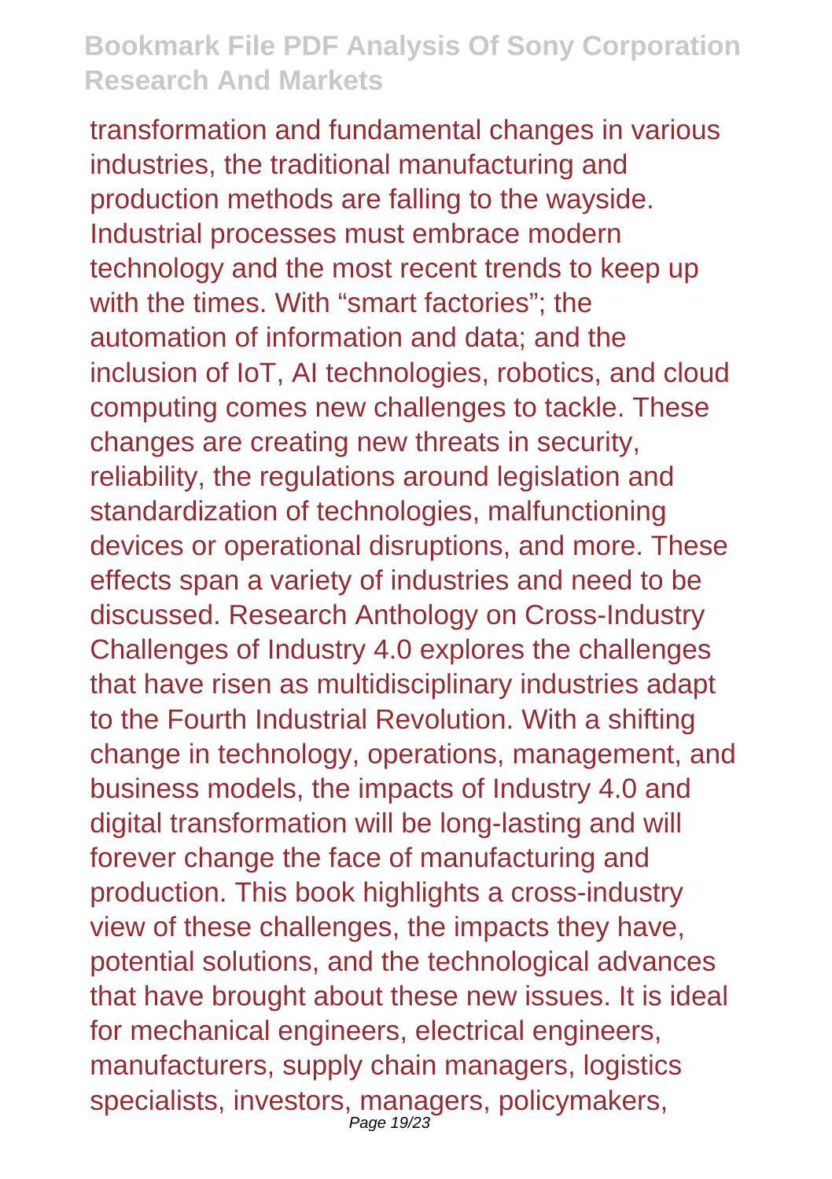transformation and fundamental changes in various industries, the traditional manufacturing and production methods are falling to the wayside. Industrial processes must embrace modern technology and the most recent trends to keep up with the times. With "smart factories"; the automation of information and data; and the inclusion of IoT, AI technologies, robotics, and cloud computing comes new challenges to tackle. These changes are creating new threats in security, reliability, the regulations around legislation and standardization of technologies, malfunctioning devices or operational disruptions, and more. These effects span a variety of industries and need to be discussed. Research Anthology on Cross-Industry Challenges of Industry 4.0 explores the challenges that have risen as multidisciplinary industries adapt to the Fourth Industrial Revolution. With a shifting change in technology, operations, management, and business models, the impacts of Industry 4.0 and digital transformation will be long-lasting and will forever change the face of manufacturing and production. This book highlights a cross-industry view of these challenges, the impacts they have, potential solutions, and the technological advances that have brought about these new issues. It is ideal for mechanical engineers, electrical engineers, manufacturers, supply chain managers, logistics specialists, investors, managers, policymakers,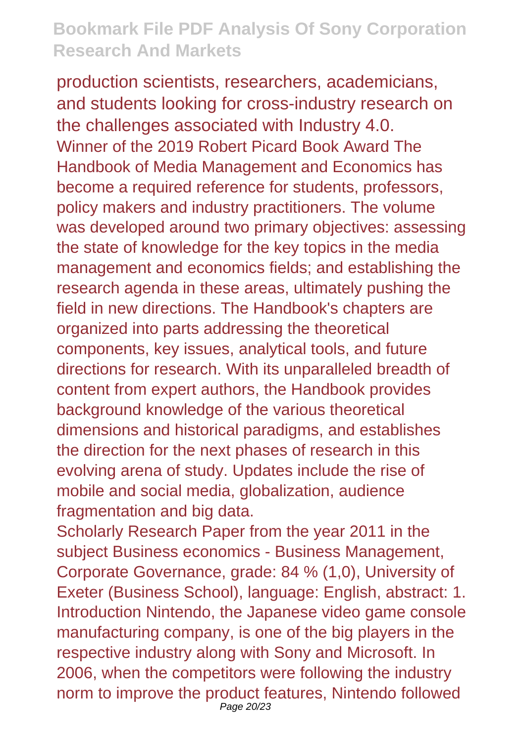production scientists, researchers, academicians, and students looking for cross-industry research on the challenges associated with Industry 4.0.

Winner of the 2019 Robert Picard Book Award The Handbook of Media Management and Economics has become a required reference for students, professors, policy makers and industry practitioners. The volume was developed around two primary objectives: assessing the state of knowledge for the key topics in the media management and economics fields; and establishing the research agenda in these areas, ultimately pushing the field in new directions. The Handbook's chapters are organized into parts addressing the theoretical components, key issues, analytical tools, and future directions for research. With its unparalleled breadth of content from expert authors, the Handbook provides background knowledge of the various theoretical dimensions and historical paradigms, and establishes the direction for the next phases of research in this evolving arena of study. Updates include the rise of mobile and social media, globalization, audience fragmentation and big data.

Scholarly Research Paper from the year 2011 in the subject Business economics - Business Management, Corporate Governance, grade: 84 % (1,0), University of Exeter (Business School), language: English, abstract: 1. Introduction Nintendo, the Japanese video game console manufacturing company, is one of the big players in the respective industry along with Sony and Microsoft. In 2006, when the competitors were following the industry norm to improve the product features, Nintendo followed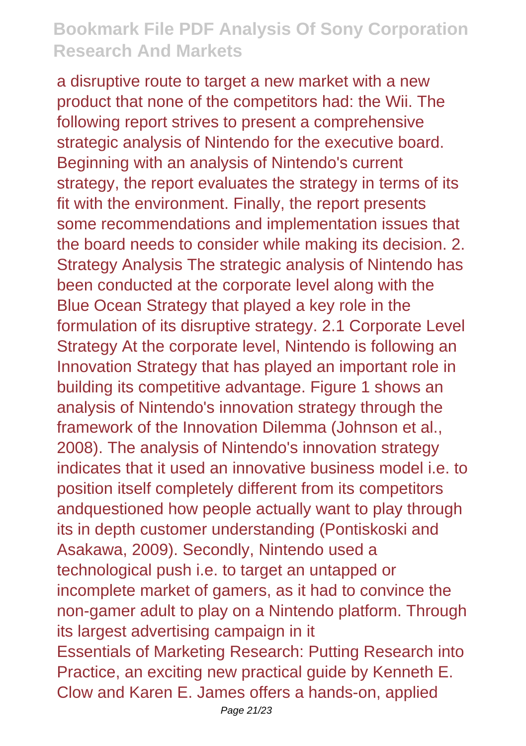a disruptive route to target a new market with a new product that none of the competitors had: the Wii. The following report strives to present a comprehensive strategic analysis of Nintendo for the executive board. Beginning with an analysis of Nintendo's current strategy, the report evaluates the strategy in terms of its fit with the environment. Finally, the report presents some recommendations and implementation issues that the board needs to consider while making its decision. 2. Strategy Analysis The strategic analysis of Nintendo has been conducted at the corporate level along with the Blue Ocean Strategy that played a key role in the formulation of its disruptive strategy. 2.1 Corporate Level Strategy At the corporate level, Nintendo is following an Innovation Strategy that has played an important role in building its competitive advantage. Figure 1 shows an analysis of Nintendo's innovation strategy through the framework of the Innovation Dilemma (Johnson et al., 2008). The analysis of Nintendo's innovation strategy indicates that it used an innovative business model i.e. to position itself completely different from its competitors andquestioned how people actually want to play through its in depth customer understanding (Pontiskoski and Asakawa, 2009). Secondly, Nintendo used a technological push i.e. to target an untapped or incomplete market of gamers, as it had to convince the non-gamer adult to play on a Nintendo platform. Through its largest advertising campaign in it

Essentials of Marketing Research: Putting Research into Practice, an exciting new practical guide by Kenneth E. Clow and Karen E. James offers a hands-on, applied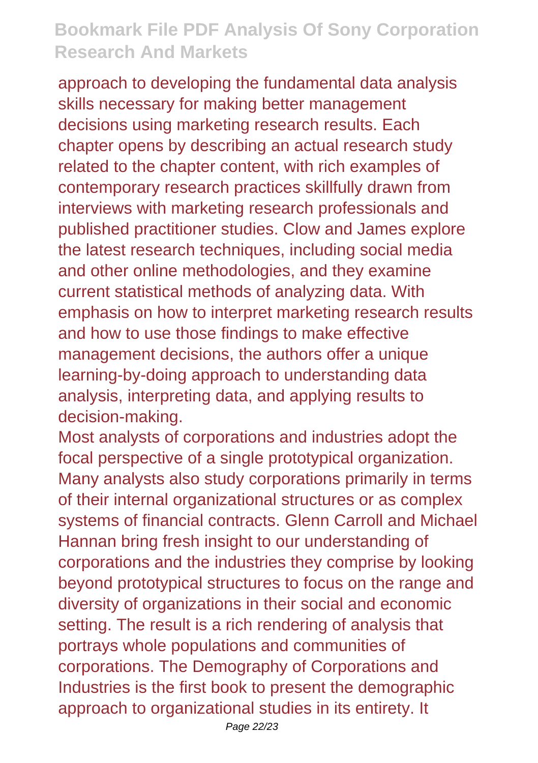approach to developing the fundamental data analysis skills necessary for making better management decisions using marketing research results. Each chapter opens by describing an actual research study related to the chapter content, with rich examples of contemporary research practices skillfully drawn from interviews with marketing research professionals and published practitioner studies. Clow and James explore the latest research techniques, including social media and other online methodologies, and they examine current statistical methods of analyzing data. With emphasis on how to interpret marketing research results and how to use those findings to make effective management decisions, the authors offer a unique learning-by-doing approach to understanding data analysis, interpreting data, and applying results to decision-making.

Most analysts of corporations and industries adopt the focal perspective of a single prototypical organization. Many analysts also study corporations primarily in terms of their internal organizational structures or as complex systems of financial contracts. Glenn Carroll and Michael Hannan bring fresh insight to our understanding of corporations and the industries they comprise by looking beyond prototypical structures to focus on the range and diversity of organizations in their social and economic setting. The result is a rich rendering of analysis that portrays whole populations and communities of corporations. The Demography of Corporations and Industries is the first book to present the demographic approach to organizational studies in its entirety. It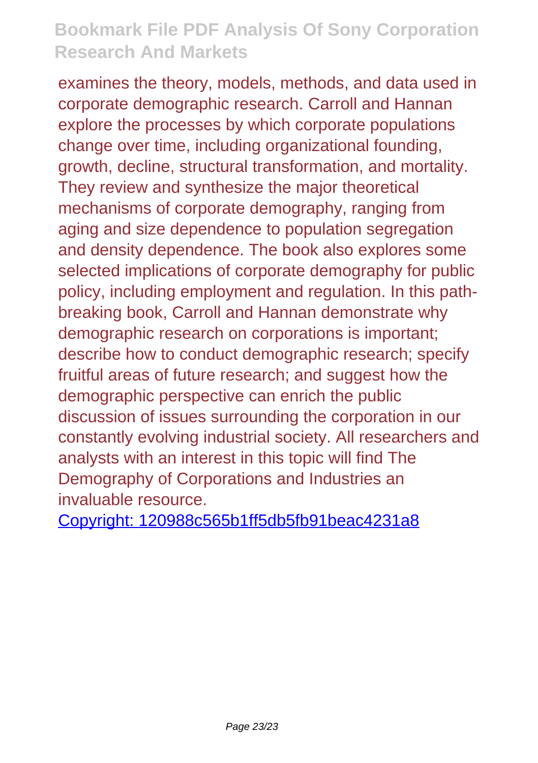examines the theory, models, methods, and data used in corporate demographic research. Carroll and Hannan explore the processes by which corporate populations change over time, including organizational founding, growth, decline, structural transformation, and mortality. They review and synthesize the major theoretical mechanisms of corporate demography, ranging from aging and size dependence to population segregation and density dependence. The book also explores some selected implications of corporate demography for public policy, including employment and regulation. In this path-breaking book, Carroll and Hannan demonstrate why demographic research on corporations is important; describe how to conduct demographic research; specify fruitful areas of future research; and suggest how the demographic perspective can enrich the public discussion of issues surrounding the corporation in our constantly evolving industrial society. All researchers and analysts with an interest in this topic will find The Demography of Corporations and Industries an invaluable resource.

Copyright: 120988c565b1ff5db5fb91beac4231a8